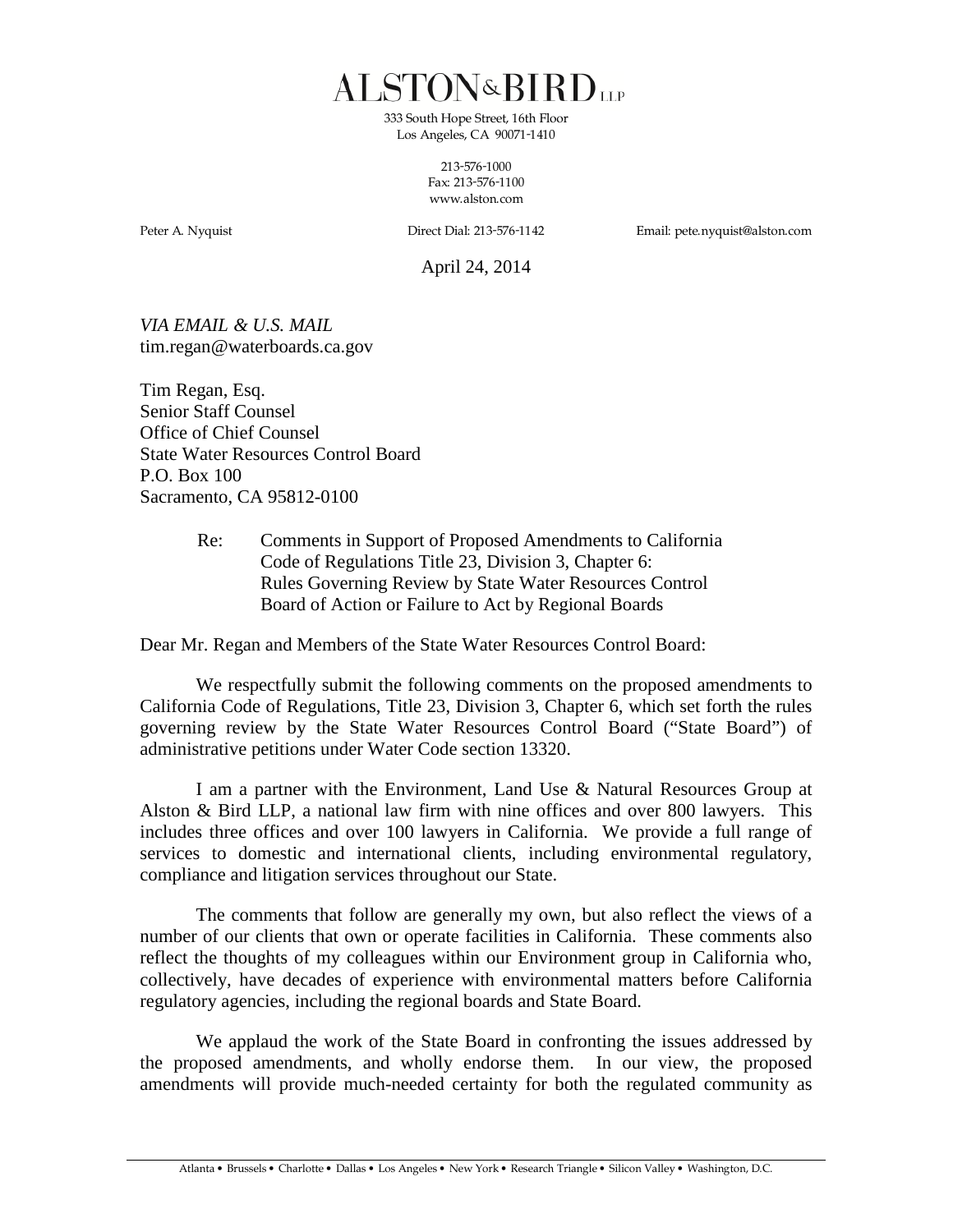# ALSTON&BIRD LLP

333 South Hope Street, 16th Floor
Los Angeles, CA 90071-1410

213-576-1000
Fax: 213-576-1100
www.alston.com

Peter A. Nyquist | Direct Dial: 213-576-1142 | Email: pete.nyquist@alston.com

April 24, 2014

*VIA EMAIL & U.S. MAIL*
tim.regan@waterboards.ca.gov

Tim Regan, Esq.
Senior Staff Counsel
Office of Chief Counsel
State Water Resources Control Board
P.O. Box 100
Sacramento, CA 95812-0100

Re: Comments in Support of Proposed Amendments to California Code of Regulations Title 23, Division 3, Chapter 6: Rules Governing Review by State Water Resources Control Board of Action or Failure to Act by Regional Boards

Dear Mr. Regan and Members of the State Water Resources Control Board:

We respectfully submit the following comments on the proposed amendments to California Code of Regulations, Title 23, Division 3, Chapter 6, which set forth the rules governing review by the State Water Resources Control Board ("State Board") of administrative petitions under Water Code section 13320.

I am a partner with the Environment, Land Use & Natural Resources Group at Alston & Bird LLP, a national law firm with nine offices and over 800 lawyers. This includes three offices and over 100 lawyers in California. We provide a full range of services to domestic and international clients, including environmental regulatory, compliance and litigation services throughout our State.

The comments that follow are generally my own, but also reflect the views of a number of our clients that own or operate facilities in California. These comments also reflect the thoughts of my colleagues within our Environment group in California who, collectively, have decades of experience with environmental matters before California regulatory agencies, including the regional boards and State Board.

We applaud the work of the State Board in confronting the issues addressed by the proposed amendments, and wholly endorse them. In our view, the proposed amendments will provide much-needed certainty for both the regulated community as

Atlanta • Brussels • Charlotte • Dallas • Los Angeles • New York • Research Triangle • Silicon Valley • Washington, D.C.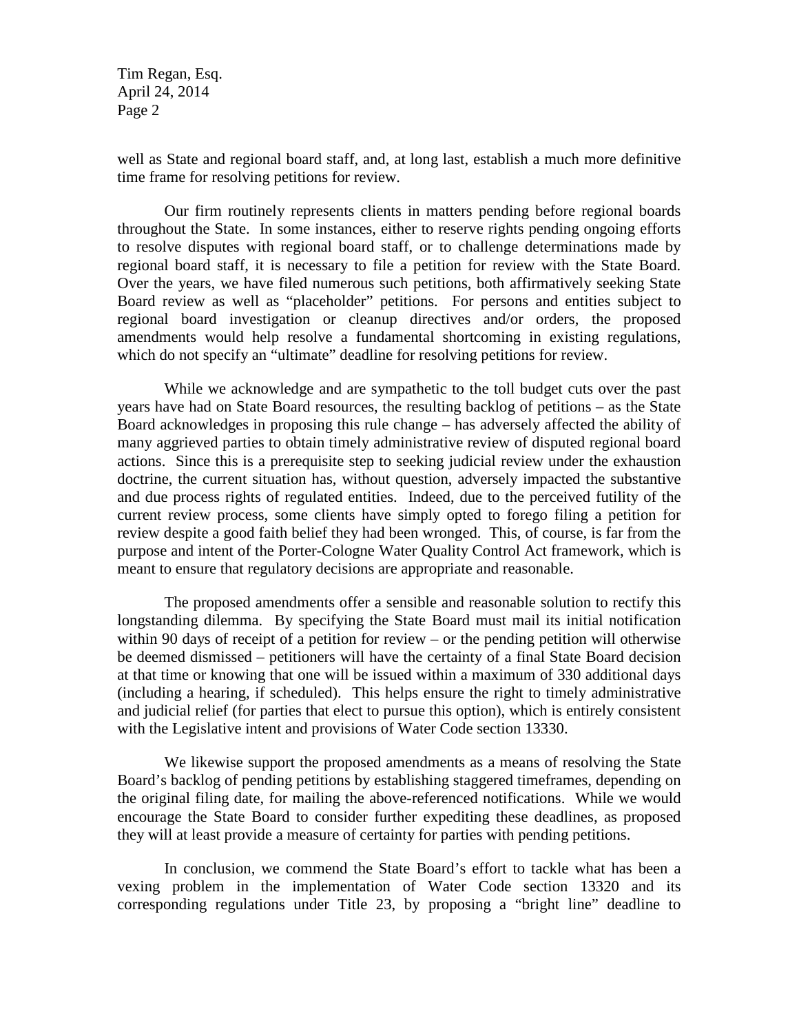well as State and regional board staff, and, at long last, establish a much more definitive time frame for resolving petitions for review.

Our firm routinely represents clients in matters pending before regional boards throughout the State. In some instances, either to reserve rights pending ongoing efforts to resolve disputes with regional board staff, or to challenge determinations made by regional board staff, it is necessary to file a petition for review with the State Board. Over the years, we have filed numerous such petitions, both affirmatively seeking State Board review as well as "placeholder" petitions. For persons and entities subject to regional board investigation or cleanup directives and/or orders, the proposed amendments would help resolve a fundamental shortcoming in existing regulations, which do not specify an "ultimate" deadline for resolving petitions for review.

While we acknowledge and are sympathetic to the toll budget cuts over the past years have had on State Board resources, the resulting backlog of petitions – as the State Board acknowledges in proposing this rule change – has adversely affected the ability of many aggrieved parties to obtain timely administrative review of disputed regional board actions. Since this is a prerequisite step to seeking judicial review under the exhaustion doctrine, the current situation has, without question, adversely impacted the substantive and due process rights of regulated entities. Indeed, due to the perceived futility of the current review process, some clients have simply opted to forego filing a petition for review despite a good faith belief they had been wronged. This, of course, is far from the purpose and intent of the Porter-Cologne Water Quality Control Act framework, which is meant to ensure that regulatory decisions are appropriate and reasonable.

The proposed amendments offer a sensible and reasonable solution to rectify this longstanding dilemma. By specifying the State Board must mail its initial notification within 90 days of receipt of a petition for review – or the pending petition will otherwise be deemed dismissed – petitioners will have the certainty of a final State Board decision at that time or knowing that one will be issued within a maximum of 330 additional days (including a hearing, if scheduled). This helps ensure the right to timely administrative and judicial relief (for parties that elect to pursue this option), which is entirely consistent with the Legislative intent and provisions of Water Code section 13330.

We likewise support the proposed amendments as a means of resolving the State Board's backlog of pending petitions by establishing staggered timeframes, depending on the original filing date, for mailing the above-referenced notifications. While we would encourage the State Board to consider further expediting these deadlines, as proposed they will at least provide a measure of certainty for parties with pending petitions.

In conclusion, we commend the State Board's effort to tackle what has been a vexing problem in the implementation of Water Code section 13320 and its corresponding regulations under Title 23, by proposing a "bright line" deadline to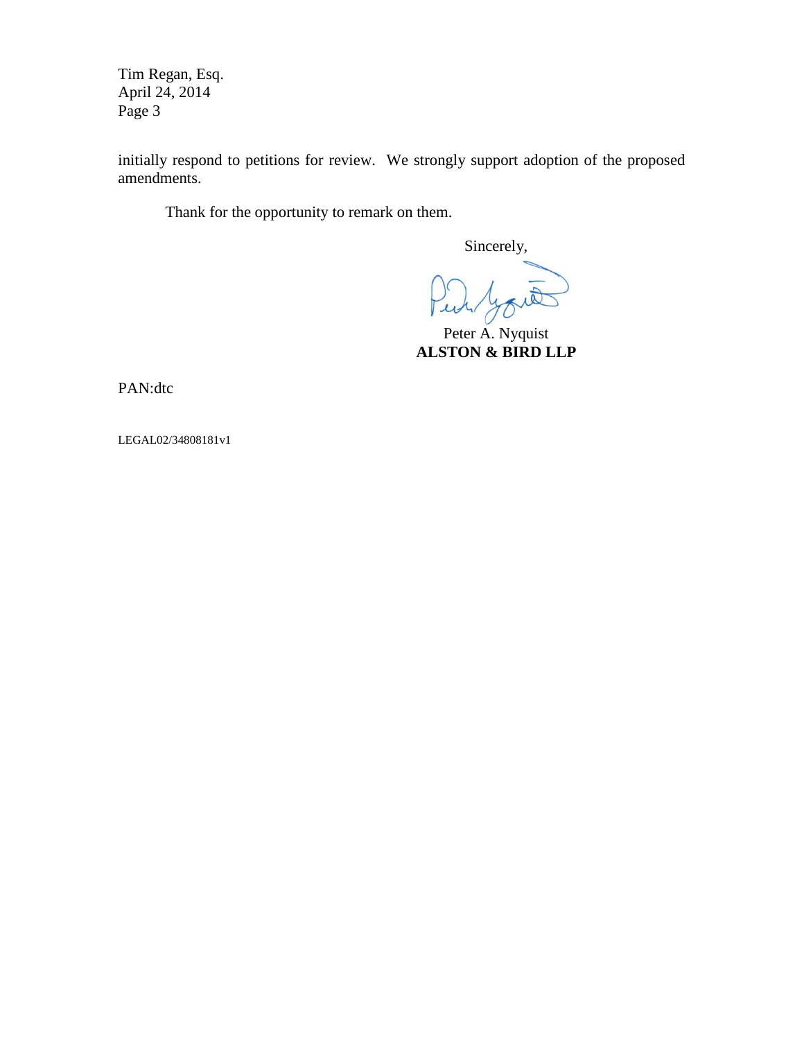Tim Regan, Esq.
April 24, 2014

initially respond to petitions for review. We strongly support adoption of the proposed amendments.

Thank for the opportunity to remark on them.

Sincerely,

Peter A. Nyquist
**ALSTON & BIRD LLP**

PAN:dtc

LEGAL02/34808181v1